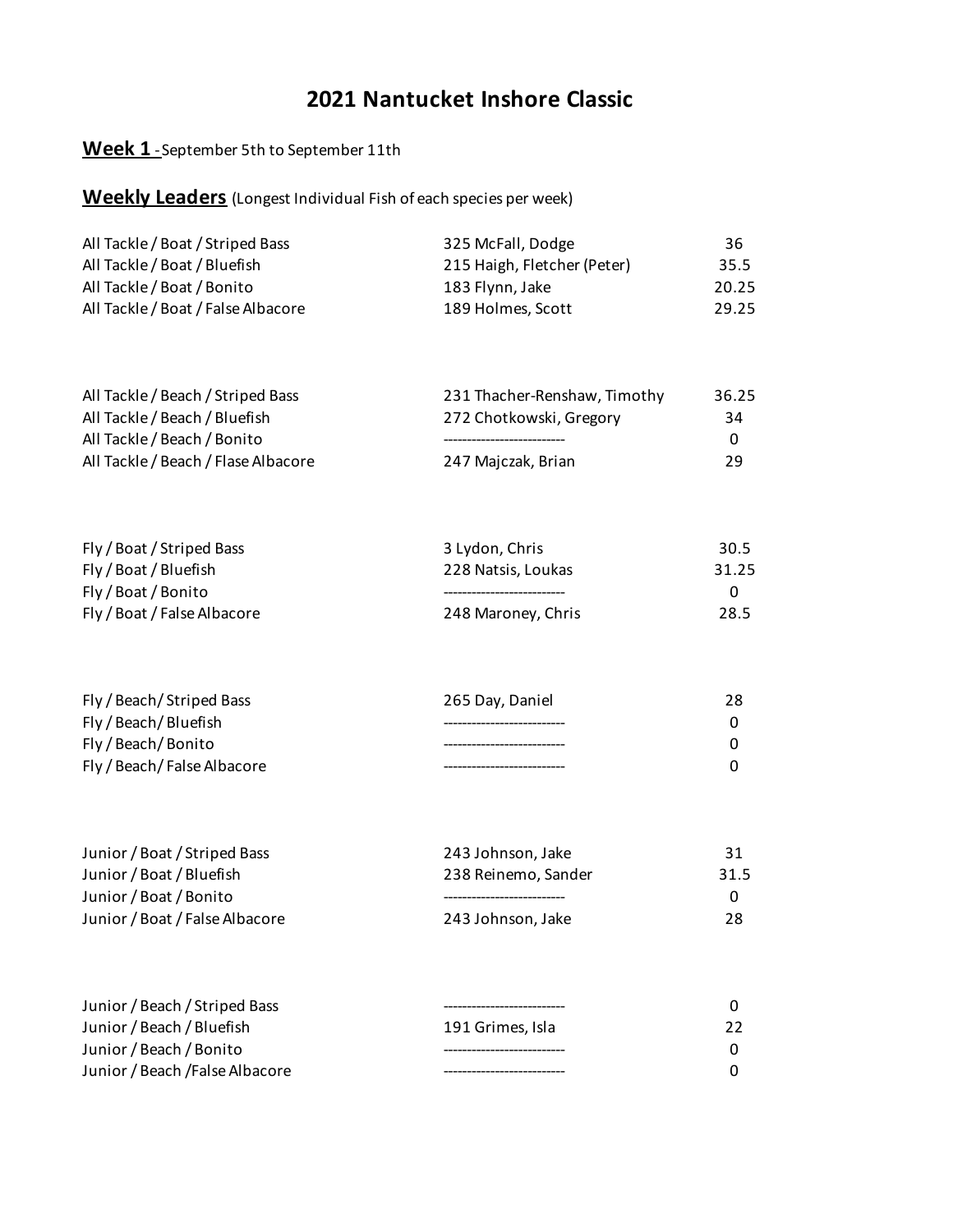# 2021 Nantucket Inshore Classic

**Week 1** -September 5th to September 11th

**Weekly Leaders** (Longest Individual Fish of each species per week)

| Category | Angler | Length |
|---|---|---|
| All Tackle / Boat / Striped Bass | 325 McFall, Dodge | 36 |
| All Tackle / Boat / Bluefish | 215 Haigh, Fletcher (Peter) | 35.5 |
| All Tackle / Boat / Bonito | 183 Flynn, Jake | 20.25 |
| All Tackle / Boat / False Albacore | 189 Holmes, Scott | 29.25 |
| | | |
| All Tackle / Beach / Striped Bass | 231 Thacher-Renshaw, Timothy | 36.25 |
| All Tackle / Beach / Bluefish | 272 Chotkowski, Gregory | 34 |
| All Tackle / Beach / Bonito | -------------------------- | 0 |
| All Tackle / Beach / Flase Albacore | 247 Majczak, Brian | 29 |
| | | |
| Fly / Boat / Striped Bass | 3 Lydon, Chris | 30.5 |
| Fly / Boat / Bluefish | 228 Natsis, Loukas | 31.25 |
| Fly / Boat / Bonito | -------------------------- | 0 |
| Fly / Boat / False Albacore | 248 Maroney, Chris | 28.5 |
| | | |
| Fly / Beach/ Striped Bass | 265 Day, Daniel | 28 |
| Fly / Beach/ Bluefish | -------------------------- | 0 |
| Fly / Beach/ Bonito | -------------------------- | 0 |
| Fly / Beach/ False Albacore | -------------------------- | 0 |
| | | |
| Junior / Boat / Striped Bass | 243 Johnson, Jake | 31 |
| Junior / Boat / Bluefish | 238 Reinemo, Sander | 31.5 |
| Junior / Boat / Bonito | -------------------------- | 0 |
| Junior / Boat / False Albacore | 243 Johnson, Jake | 28 |
| | | |
| Junior / Beach / Striped Bass | -------------------------- | 0 |
| Junior / Beach / Bluefish | 191 Grimes, Isla | 22 |
| Junior / Beach / Bonito | -------------------------- | 0 |
| Junior / Beach /False Albacore | -------------------------- | 0 |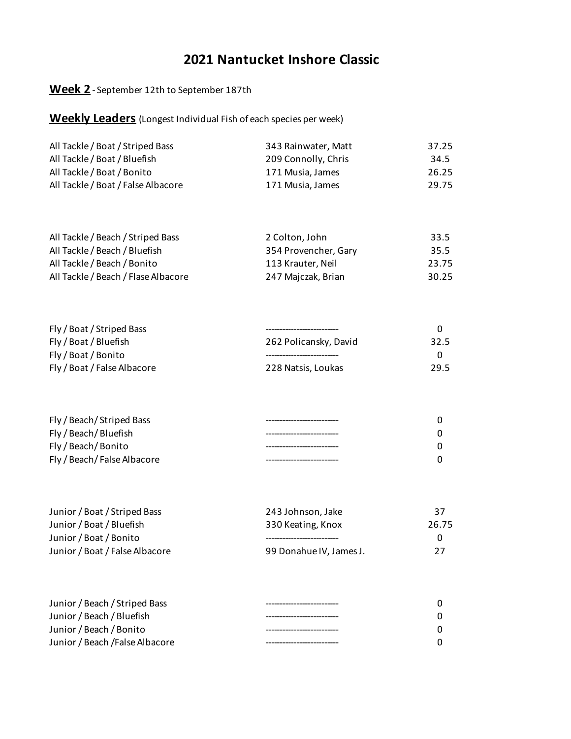# 2021 Nantucket Inshore Classic

**Week 2** - September 12th to September 187th

**Weekly Leaders** (Longest Individual Fish of each species per week)

| Category | Angler | Length |
|---|---|---|
| All Tackle / Boat / Striped Bass | 343 Rainwater, Matt | 37.25 |
| All Tackle / Boat / Bluefish | 209 Connolly, Chris | 34.5 |
| All Tackle / Boat / Bonito | 171 Musia, James | 26.25 |
| All Tackle / Boat / False Albacore | 171 Musia, James | 29.75 |
| All Tackle / Beach / Striped Bass | 2 Colton, John | 33.5 |
| All Tackle / Beach / Bluefish | 354 Provencher, Gary | 35.5 |
| All Tackle / Beach / Bonito | 113 Krauter, Neil | 23.75 |
| All Tackle / Beach / Flase Albacore | 247 Majczak, Brian | 30.25 |
| Fly / Boat / Striped Bass | -------------------------- | 0 |
| Fly / Boat / Bluefish | 262 Policansky, David | 32.5 |
| Fly / Boat / Bonito | -------------------------- | 0 |
| Fly / Boat / False Albacore | 228 Natsis, Loukas | 29.5 |
| Fly / Beach/ Striped Bass | -------------------------- | 0 |
| Fly / Beach/ Bluefish | -------------------------- | 0 |
| Fly / Beach/ Bonito | -------------------------- | 0 |
| Fly / Beach/ False Albacore | -------------------------- | 0 |
| Junior / Boat / Striped Bass | 243 Johnson, Jake | 37 |
| Junior / Boat / Bluefish | 330 Keating, Knox | 26.75 |
| Junior / Boat / Bonito | -------------------------- | 0 |
| Junior / Boat / False Albacore | 99 Donahue IV, James J. | 27 |
| Junior / Beach / Striped Bass | -------------------------- | 0 |
| Junior / Beach / Bluefish | -------------------------- | 0 |
| Junior / Beach / Bonito | -------------------------- | 0 |
| Junior / Beach /False Albacore | -------------------------- | 0 |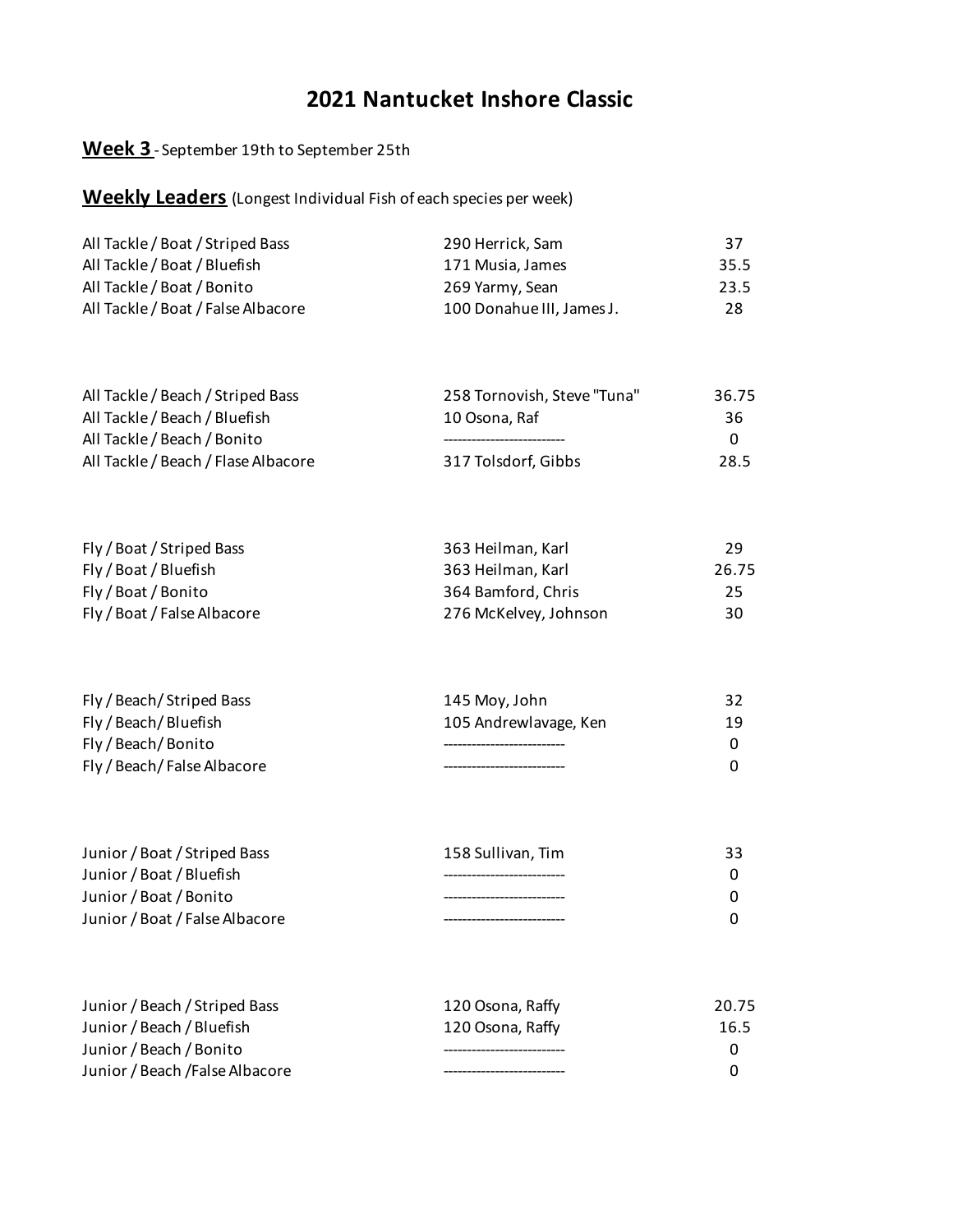# 2021 Nantucket Inshore Classic

**Week 3** - September 19th to September 25th

**Weekly Leaders** (Longest Individual Fish of each species per week)

| Category | Angler | Length |
|---|---|---|
| All Tackle / Boat / Striped Bass | 290 Herrick, Sam | 37 |
| All Tackle / Boat / Bluefish | 171 Musia, James | 35.5 |
| All Tackle / Boat / Bonito | 269 Yarmy, Sean | 23.5 |
| All Tackle / Boat / False Albacore | 100 Donahue III, James J. | 28 |
| | | |
| All Tackle / Beach / Striped Bass | 258 Tornovish, Steve "Tuna" | 36.75 |
| All Tackle / Beach / Bluefish | 10 Osona, Raf | 36 |
| All Tackle / Beach / Bonito | -------------------------- | 0 |
| All Tackle / Beach / Flase Albacore | 317 Tolsdorf, Gibbs | 28.5 |
| | | |
| Fly / Boat / Striped Bass | 363 Heilman, Karl | 29 |
| Fly / Boat / Bluefish | 363 Heilman, Karl | 26.75 |
| Fly / Boat / Bonito | 364 Bamford, Chris | 25 |
| Fly / Boat / False Albacore | 276 McKelvey, Johnson | 30 |
| | | |
| Fly / Beach/ Striped Bass | 145 Moy, John | 32 |
| Fly / Beach/ Bluefish | 105 Andrewlavage, Ken | 19 |
| Fly / Beach/ Bonito | -------------------------- | 0 |
| Fly / Beach/ False Albacore | -------------------------- | 0 |
| | | |
| Junior / Boat / Striped Bass | 158 Sullivan, Tim | 33 |
| Junior / Boat / Bluefish | -------------------------- | 0 |
| Junior / Boat / Bonito | -------------------------- | 0 |
| Junior / Boat / False Albacore | -------------------------- | 0 |
| | | |
| Junior / Beach / Striped Bass | 120 Osona, Raffy | 20.75 |
| Junior / Beach / Bluefish | 120 Osona, Raffy | 16.5 |
| Junior / Beach / Bonito | -------------------------- | 0 |
| Junior / Beach /False Albacore | -------------------------- | 0 |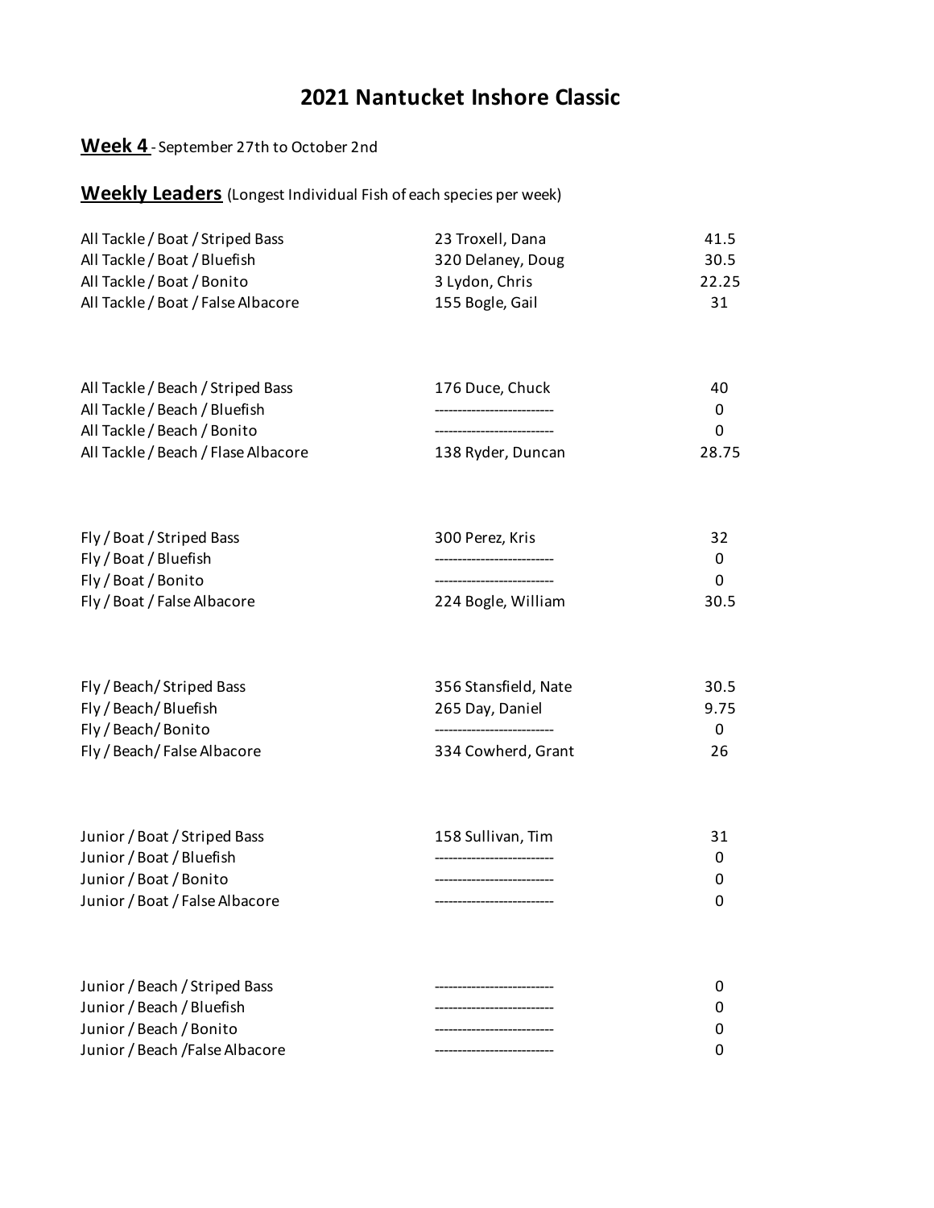# 2021 Nantucket Inshore Classic

**Week 4** - September 27th to October 2nd

## Weekly Leaders (Longest Individual Fish of each species per week)

| Category | Angler | Length |
|---|---|---|
| All Tackle / Boat / Striped Bass | 23 Troxell, Dana | 41.5 |
| All Tackle / Boat / Bluefish | 320 Delaney, Doug | 30.5 |
| All Tackle / Boat / Bonito | 3 Lydon, Chris | 22.25 |
| All Tackle / Boat / False Albacore | 155 Bogle, Gail | 31 |
| All Tackle / Beach / Striped Bass | 176 Duce, Chuck | 40 |
| All Tackle / Beach / Bluefish | ------------------------- | 0 |
| All Tackle / Beach / Bonito | ------------------------- | 0 |
| All Tackle / Beach / Flase Albacore | 138 Ryder, Duncan | 28.75 |
| Fly / Boat / Striped Bass | 300 Perez, Kris | 32 |
| Fly / Boat / Bluefish | ------------------------- | 0 |
| Fly / Boat / Bonito | ------------------------- | 0 |
| Fly / Boat / False Albacore | 224 Bogle, William | 30.5 |
| Fly / Beach/ Striped Bass | 356 Stansfield, Nate | 30.5 |
| Fly / Beach/ Bluefish | 265 Day, Daniel | 9.75 |
| Fly / Beach/ Bonito | ------------------------- | 0 |
| Fly / Beach/ False Albacore | 334 Cowherd, Grant | 26 |
| Junior / Boat / Striped Bass | 158 Sullivan, Tim | 31 |
| Junior / Boat / Bluefish | ------------------------- | 0 |
| Junior / Boat / Bonito | ------------------------- | 0 |
| Junior / Boat / False Albacore | ------------------------- | 0 |
| Junior / Beach / Striped Bass | ------------------------- | 0 |
| Junior / Beach / Bluefish | ------------------------- | 0 |
| Junior / Beach / Bonito | ------------------------- | 0 |
| Junior / Beach /False Albacore | ------------------------- | 0 |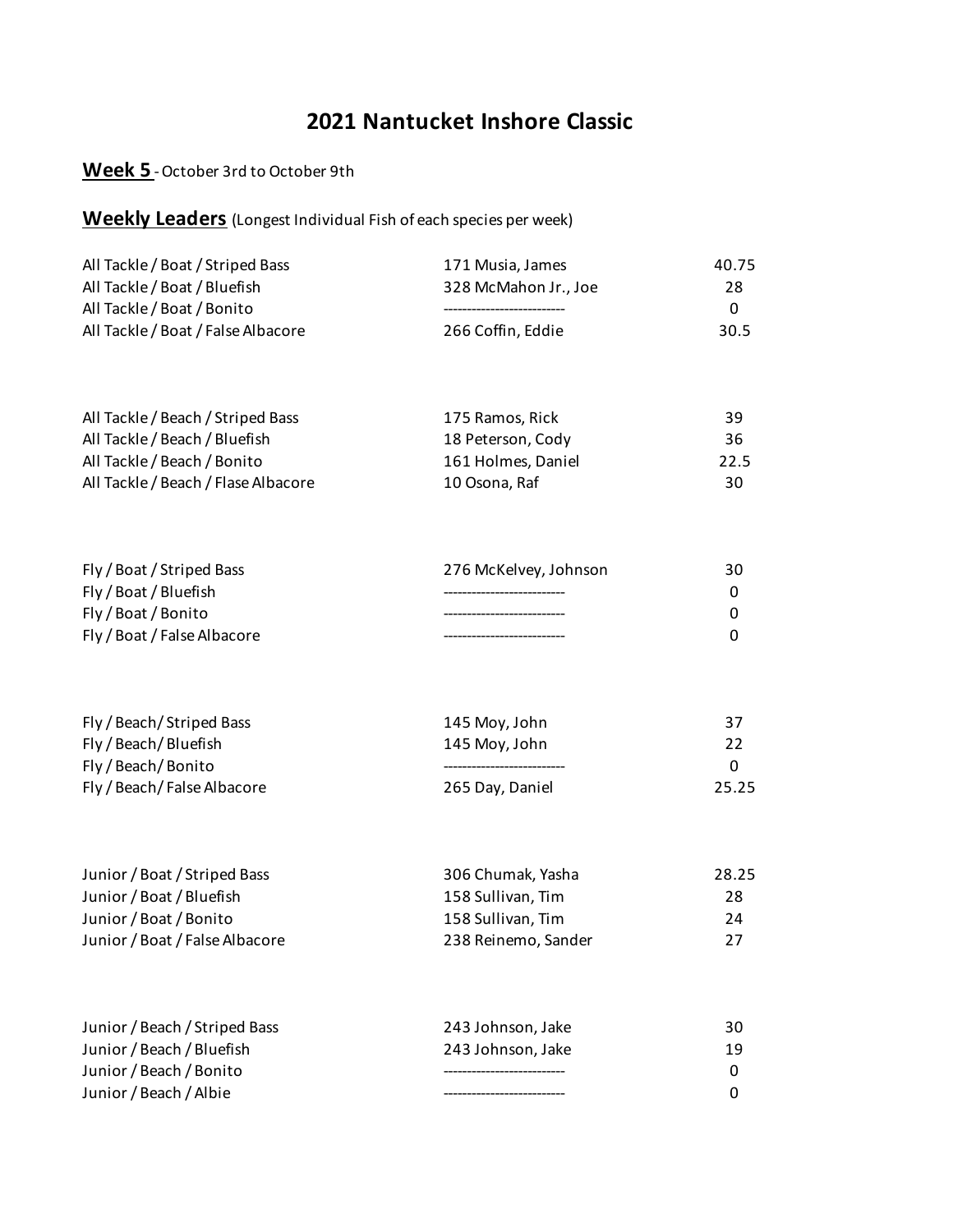# 2021 Nantucket Inshore Classic

**Week 5** - October 3rd to October 9th

**Weekly Leaders** (Longest Individual Fish of each species per week)

| Category | Angler | Length |
|---|---|---|
| All Tackle / Boat / Striped Bass | 171 Musia, James | 40.75 |
| All Tackle / Boat / Bluefish | 328 McMahon Jr., Joe | 28 |
| All Tackle / Boat / Bonito | -------------------------- | 0 |
| All Tackle / Boat / False Albacore | 266 Coffin, Eddie | 30.5 |
| | | |
| All Tackle / Beach / Striped Bass | 175 Ramos, Rick | 39 |
| All Tackle / Beach / Bluefish | 18 Peterson, Cody | 36 |
| All Tackle / Beach / Bonito | 161 Holmes, Daniel | 22.5 |
| All Tackle / Beach / Flase Albacore | 10 Osona, Raf | 30 |
| | | |
| Fly / Boat / Striped Bass | 276 McKelvey, Johnson | 30 |
| Fly / Boat / Bluefish | -------------------------- | 0 |
| Fly / Boat / Bonito | -------------------------- | 0 |
| Fly / Boat / False Albacore | -------------------------- | 0 |
| | | |
| Fly / Beach/ Striped Bass | 145 Moy, John | 37 |
| Fly / Beach/ Bluefish | 145 Moy, John | 22 |
| Fly / Beach/ Bonito | -------------------------- | 0 |
| Fly / Beach/ False Albacore | 265 Day, Daniel | 25.25 |
| | | |
| Junior / Boat / Striped Bass | 306 Chumak, Yasha | 28.25 |
| Junior / Boat / Bluefish | 158 Sullivan, Tim | 28 |
| Junior / Boat / Bonito | 158 Sullivan, Tim | 24 |
| Junior / Boat / False Albacore | 238 Reinemo, Sander | 27 |
| | | |
| Junior / Beach / Striped Bass | 243 Johnson, Jake | 30 |
| Junior / Beach / Bluefish | 243 Johnson, Jake | 19 |
| Junior / Beach / Bonito | -------------------------- | 0 |
| Junior / Beach / Albie | -------------------------- | 0 |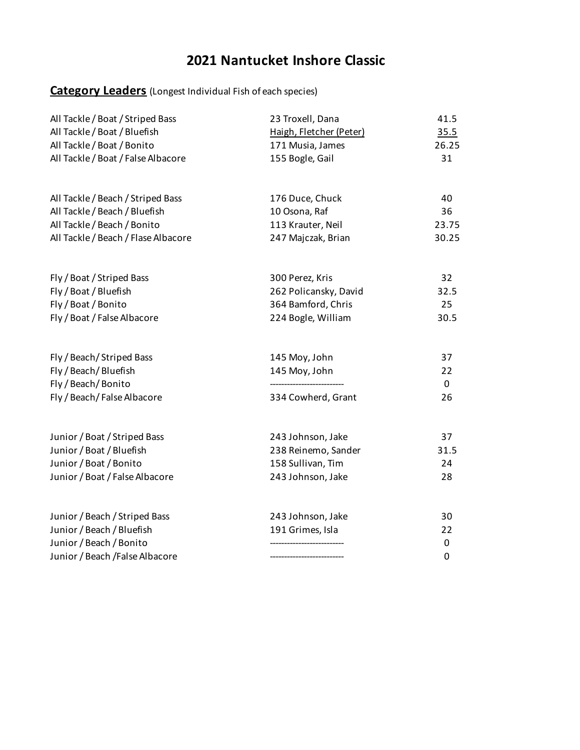# 2021 Nantucket Inshore Classic

**<u>Category Leaders</u>** (Longest Individual Fish of each species)

| | | |
|---|---|---|
| All Tackle / Boat / Striped Bass | 23 Troxell, Dana | 41.5 |
| All Tackle / Boat / Bluefish | <u>Haigh, Fletcher (Peter)</u> | <u>35.5</u> |
| All Tackle / Boat / Bonito | 171 Musia, James | 26.25 |
| All Tackle / Boat / False Albacore | 155 Bogle, Gail | 31 |
| | | |
| All Tackle / Beach / Striped Bass | 176 Duce, Chuck | 40 |
| All Tackle / Beach / Bluefish | 10 Osona, Raf | 36 |
| All Tackle / Beach / Bonito | 113 Krauter, Neil | 23.75 |
| All Tackle / Beach / Flase Albacore | 247 Majczak, Brian | 30.25 |
| | | |
| Fly / Boat / Striped Bass | 300 Perez, Kris | 32 |
| Fly / Boat / Bluefish | 262 Policansky, David | 32.5 |
| Fly / Boat / Bonito | 364 Bamford, Chris | 25 |
| Fly / Boat / False Albacore | 224 Bogle, William | 30.5 |
| | | |
| Fly / Beach/ Striped Bass | 145 Moy, John | 37 |
| Fly / Beach/ Bluefish | 145 Moy, John | 22 |
| Fly / Beach/ Bonito | -------------------------- | 0 |
| Fly / Beach/ False Albacore | 334 Cowherd, Grant | 26 |
| | | |
| Junior / Boat / Striped Bass | 243 Johnson, Jake | 37 |
| Junior / Boat / Bluefish | 238 Reinemo, Sander | 31.5 |
| Junior / Boat / Bonito | 158 Sullivan, Tim | 24 |
| Junior / Boat / False Albacore | 243 Johnson, Jake | 28 |
| | | |
| Junior / Beach / Striped Bass | 243 Johnson, Jake | 30 |
| Junior / Beach / Bluefish | 191 Grimes, Isla | 22 |
| Junior / Beach / Bonito | -------------------------- | 0 |
| Junior / Beach /False Albacore | -------------------------- | 0 |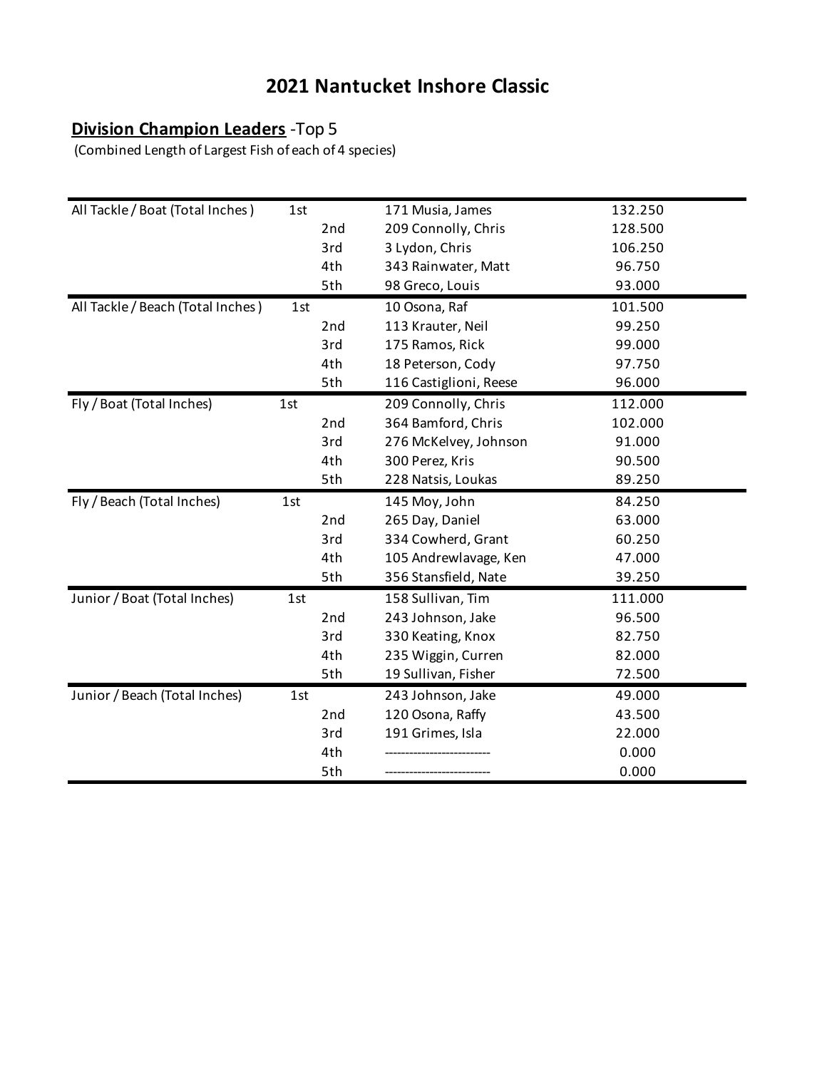# 2021 Nantucket Inshore Classic

## **Division Champion Leaders** -Top 5

(Combined Length of Largest Fish of each of 4 species)

| | | | |
|---|---|---|---|
| All Tackle / Boat (Total Inches ) | 1st | 171 Musia, James | 132.250 |
| | 2nd | 209 Connolly, Chris | 128.500 |
| | 3rd | 3 Lydon, Chris | 106.250 |
| | 4th | 343 Rainwater, Matt | 96.750 |
| | 5th | 98 Greco, Louis | 93.000 |
| All Tackle / Beach (Total Inches ) | 1st | 10 Osona, Raf | 101.500 |
| | 2nd | 113 Krauter, Neil | 99.250 |
| | 3rd | 175 Ramos, Rick | 99.000 |
| | 4th | 18 Peterson, Cody | 97.750 |
| | 5th | 116 Castiglioni, Reese | 96.000 |
| Fly / Boat (Total Inches) | 1st | 209 Connolly, Chris | 112.000 |
| | 2nd | 364 Bamford, Chris | 102.000 |
| | 3rd | 276 McKelvey, Johnson | 91.000 |
| | 4th | 300 Perez, Kris | 90.500 |
| | 5th | 228 Natsis, Loukas | 89.250 |
| Fly / Beach (Total Inches) | 1st | 145 Moy, John | 84.250 |
| | 2nd | 265 Day, Daniel | 63.000 |
| | 3rd | 334 Cowherd, Grant | 60.250 |
| | 4th | 105 Andrewlavage, Ken | 47.000 |
| | 5th | 356 Stansfield, Nate | 39.250 |
| Junior / Boat (Total Inches) | 1st | 158 Sullivan, Tim | 111.000 |
| | 2nd | 243 Johnson, Jake | 96.500 |
| | 3rd | 330 Keating, Knox | 82.750 |
| | 4th | 235 Wiggin, Curren | 82.000 |
| | 5th | 19 Sullivan, Fisher | 72.500 |
| Junior / Beach (Total Inches) | 1st | 243 Johnson, Jake | 49.000 |
| | 2nd | 120 Osona, Raffy | 43.500 |
| | 3rd | 191 Grimes, Isla | 22.000 |
| | 4th | -------------------------- | 0.000 |
| | 5th | -------------------------- | 0.000 |